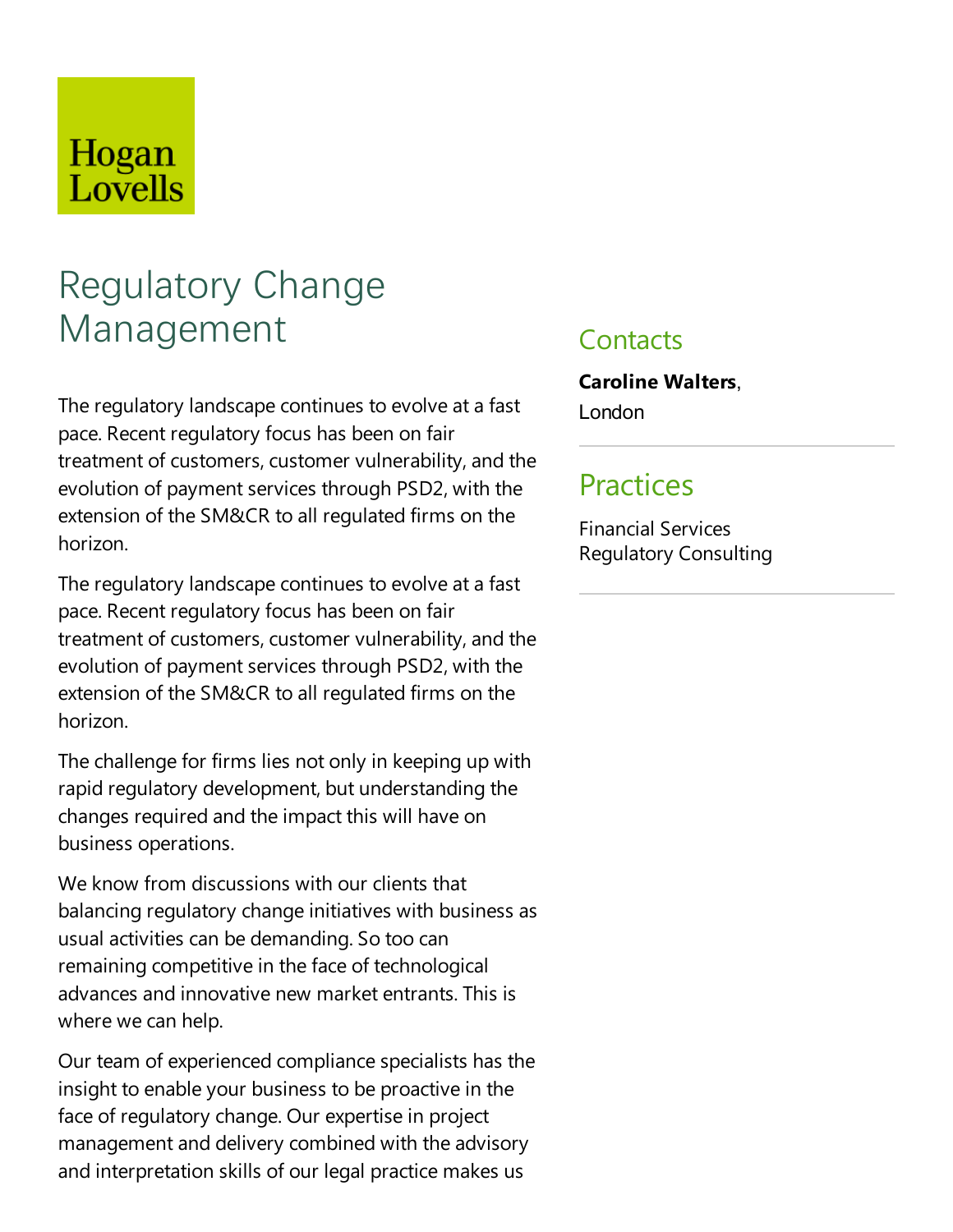Hogan Lovells

# Regulatory Change Management

The regulatory landscape continues to evolve at a fast pace. Recent regulatory focus has been on fair treatment of customers, customer vulnerability, and the evolution of payment services through PSD2, with the extension of the SM&CR to all regulated firms on the horizon.

The regulatory landscape continues to evolve at a fast pace. Recent regulatory focus has been on fair treatment of customers, customer vulnerability, and the evolution of payment services through PSD2, with the extension of the SM&CR to all regulated firms on the horizon.

The challenge for firms lies not only in keeping up with rapid regulatory development, but understanding the changes required and the impact this will have on business operations.

We know from discussions with our clients that balancing regulatory change initiatives with business as usual activities can be demanding. So too can remaining competitive in the face of technological advances and innovative new market entrants. This is where we can help.

Our team of experienced compliance specialists has the insight to enable your business to be proactive in the face of regulatory change. Our expertise in project management and delivery combined with the advisory and interpretation skills of our legal practice makes us

## Contacts

**Caroline Walters**, London

## Practices

Financial Services Regulatory Consulting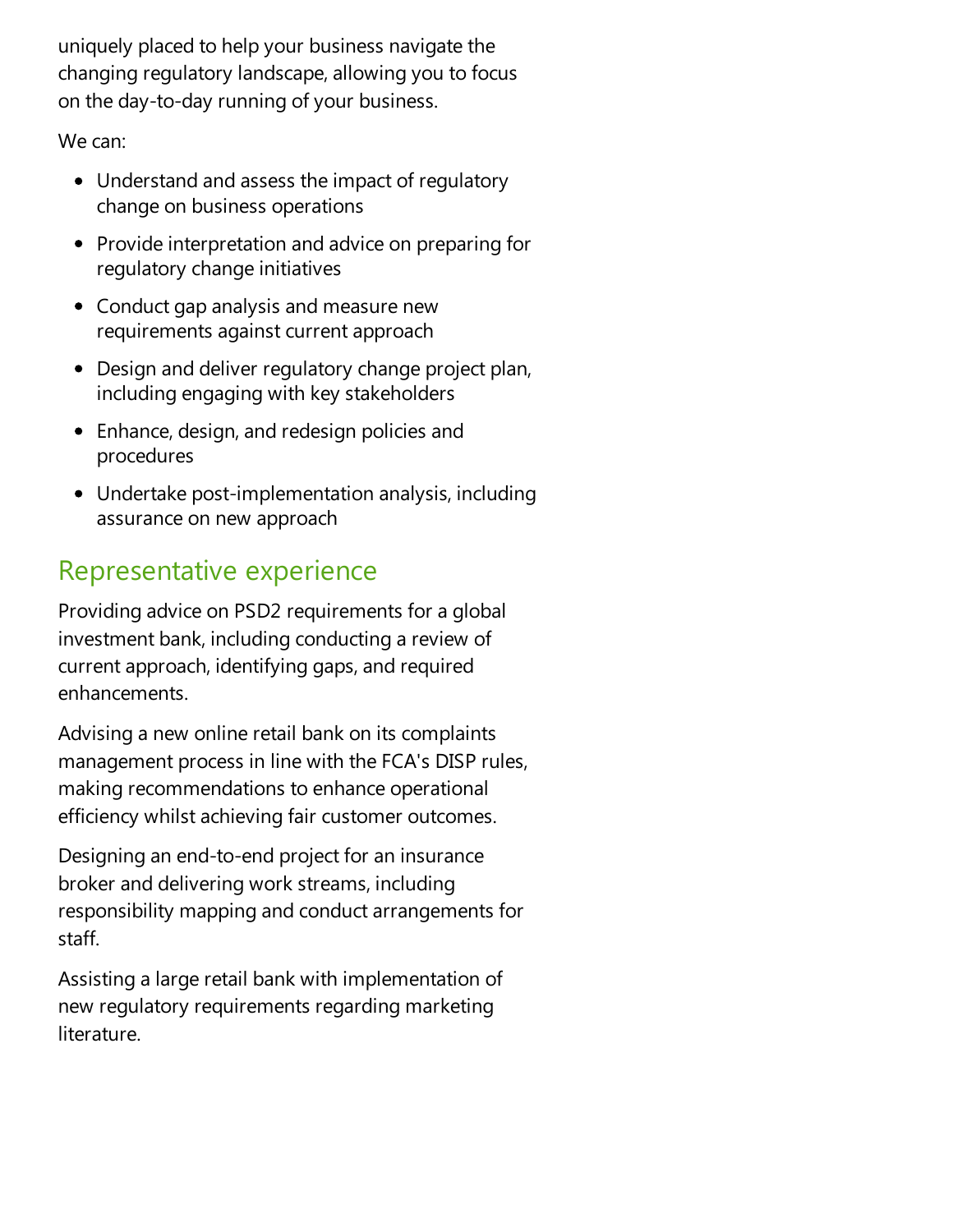uniquely placed to help your business navigate the changing regulatory landscape, allowing you to focus on the day-to-day running of your business.

We can:

- Understand and assess the impact of regulatory change on business operations
- Provide interpretation and advice on preparing for regulatory change initiatives
- Conduct gap analysis and measure new requirements against current approach
- Design and deliver regulatory change project plan, including engaging with key stakeholders
- Enhance, design, and redesign policies and procedures
- Undertake post-implementation analysis, including assurance on new approach

## Representative experience

Providing advice on PSD2 requirements for a global investment bank, including conducting a review of current approach, identifying gaps, and required enhancements.

Advising a new online retail bank on its complaints management process in line with the FCA's DISP rules, making recommendations to enhance operational efficiency whilst achieving fair customer outcomes.

Designing an end-to-end project for an insurance broker and delivering work streams, including responsibility mapping and conduct arrangements for staff.

Assisting a large retail bank with implementation of new regulatory requirements regarding marketing literature.